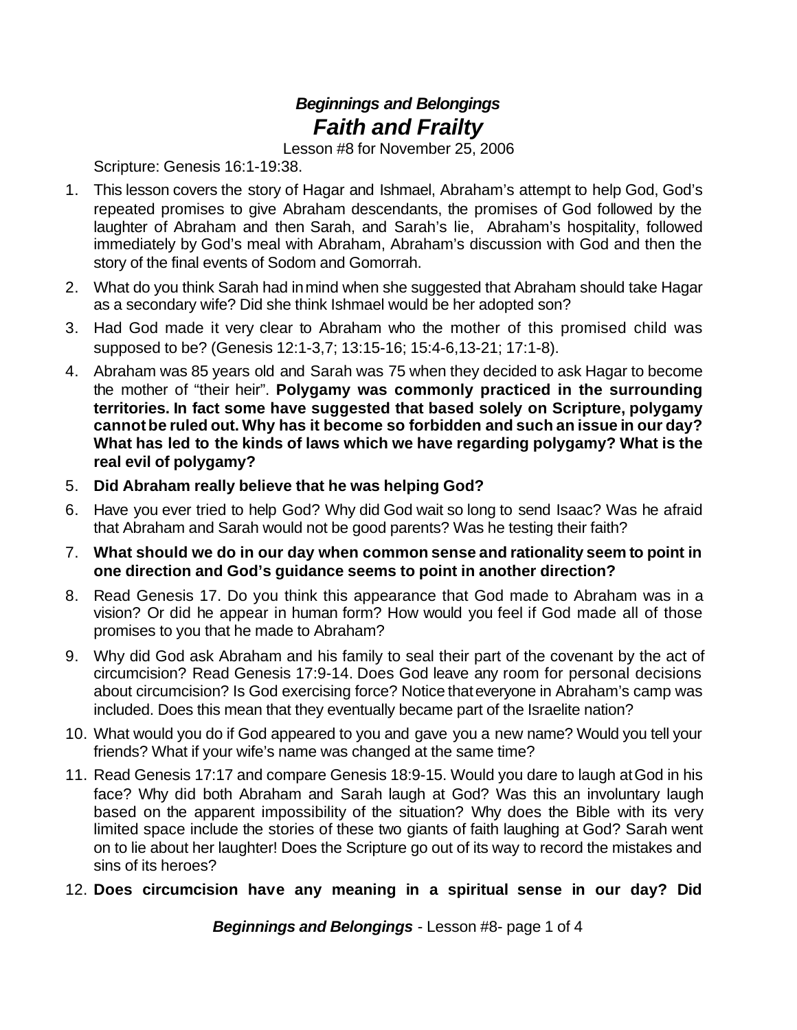# *Beginnings and Belongings*
## *Faith and Frailty*

Lesson #8 for November 25, 2006

Scripture: Genesis 16:1-19:38.

1. This lesson covers the story of Hagar and Ishmael, Abraham's attempt to help God, God's repeated promises to give Abraham descendants, the promises of God followed by the laughter of Abraham and then Sarah, and Sarah's lie, Abraham's hospitality, followed immediately by God's meal with Abraham, Abraham's discussion with God and then the story of the final events of Sodom and Gomorrah.
2. What do you think Sarah had in mind when she suggested that Abraham should take Hagar as a secondary wife? Did she think Ishmael would be her adopted son?
3. Had God made it very clear to Abraham who the mother of this promised child was supposed to be? (Genesis 12:1-3,7; 13:15-16; 15:4-6,13-21; 17:1-8).
4. Abraham was 85 years old and Sarah was 75 when they decided to ask Hagar to become the mother of "their heir". **Polygamy was commonly practiced in the surrounding territories. In fact some have suggested that based solely on Scripture, polygamy cannot be ruled out. Why has it become so forbidden and such an issue in our day? What has led to the kinds of laws which we have regarding polygamy? What is the real evil of polygamy?**
5. **Did Abraham really believe that he was helping God?**
6. Have you ever tried to help God? Why did God wait so long to send Isaac? Was he afraid that Abraham and Sarah would not be good parents? Was he testing their faith?
7. **What should we do in our day when common sense and rationality seem to point in one direction and God's guidance seems to point in another direction?**
8. Read Genesis 17. Do you think this appearance that God made to Abraham was in a vision? Or did he appear in human form? How would you feel if God made all of those promises to you that he made to Abraham?
9. Why did God ask Abraham and his family to seal their part of the covenant by the act of circumcision? Read Genesis 17:9-14. Does God leave any room for personal decisions about circumcision? Is God exercising force? Notice that everyone in Abraham's camp was included. Does this mean that they eventually became part of the Israelite nation?
10. What would you do if God appeared to you and gave you a new name? Would you tell your friends? What if your wife's name was changed at the same time?
11. Read Genesis 17:17 and compare Genesis 18:9-15. Would you dare to laugh at God in his face? Why did both Abraham and Sarah laugh at God? Was this an involuntary laugh based on the apparent impossibility of the situation? Why does the Bible with its very limited space include the stories of these two giants of faith laughing at God? Sarah went on to lie about her laughter! Does the Scripture go out of its way to record the mistakes and sins of its heroes?
12. **Does circumcision have any meaning in a spiritual sense in our day? Did**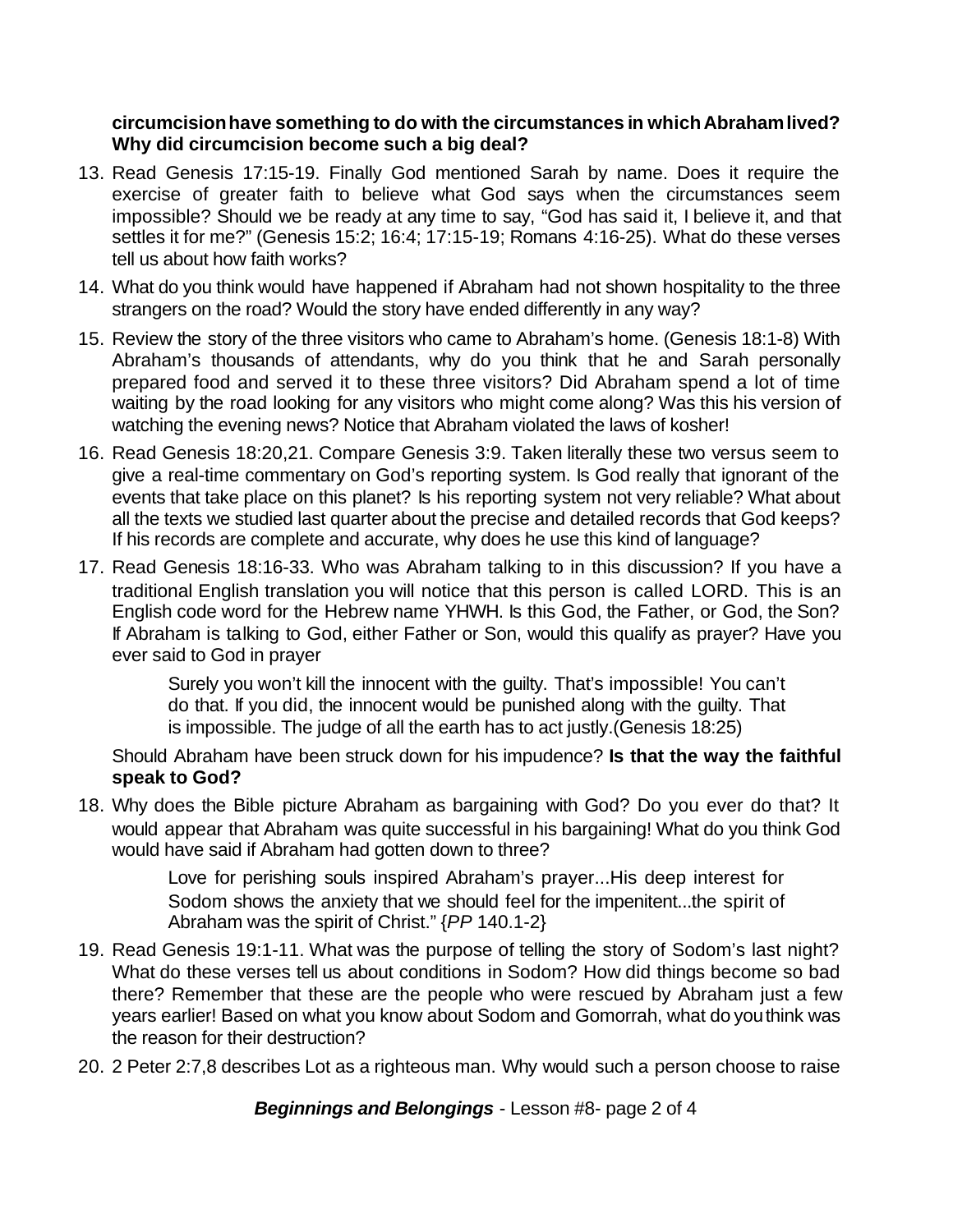**circumcision have something to do with the circumstances in which Abraham lived? Why did circumcision become such a big deal?**

13. Read Genesis 17:15-19. Finally God mentioned Sarah by name. Does it require the exercise of greater faith to believe what God says when the circumstances seem impossible? Should we be ready at any time to say, "God has said it, I believe it, and that settles it for me?" (Genesis 15:2; 16:4; 17:15-19; Romans 4:16-25). What do these verses tell us about how faith works?

14. What do you think would have happened if Abraham had not shown hospitality to the three strangers on the road? Would the story have ended differently in any way?

15. Review the story of the three visitors who came to Abraham's home. (Genesis 18:1-8) With Abraham's thousands of attendants, why do you think that he and Sarah personally prepared food and served it to these three visitors? Did Abraham spend a lot of time waiting by the road looking for any visitors who might come along? Was this his version of watching the evening news? Notice that Abraham violated the laws of kosher!

16. Read Genesis 18:20,21. Compare Genesis 3:9. Taken literally these two versus seem to give a real-time commentary on God's reporting system. Is God really that ignorant of the events that take place on this planet? Is his reporting system not very reliable? What about all the texts we studied last quarter about the precise and detailed records that God keeps? If his records are complete and accurate, why does he use this kind of language?

17. Read Genesis 18:16-33. Who was Abraham talking to in this discussion? If you have a traditional English translation you will notice that this person is called LORD. This is an English code word for the Hebrew name YHWH. Is this God, the Father, or God, the Son? If Abraham is talking to God, either Father or Son, would this qualify as prayer? Have you ever said to God in prayer

    > Surely you won't kill the innocent with the guilty. That's impossible! You can't do that. If you did, the innocent would be punished along with the guilty. That is impossible. The judge of all the earth has to act justly.(Genesis 18:25)

    Should Abraham have been struck down for his impudence? **Is that the way the faithful speak to God?**

18. Why does the Bible picture Abraham as bargaining with God? Do you ever do that? It would appear that Abraham was quite successful in his bargaining! What do you think God would have said if Abraham had gotten down to three?

    > Love for perishing souls inspired Abraham's prayer...His deep interest for Sodom shows the anxiety that we should feel for the impenitent...the spirit of Abraham was the spirit of Christ." {*PP* 140.1-2}

19. Read Genesis 19:1-11. What was the purpose of telling the story of Sodom's last night? What do these verses tell us about conditions in Sodom? How did things become so bad there? Remember that these are the people who were rescued by Abraham just a few years earlier! Based on what you know about Sodom and Gomorrah, what do you think was the reason for their destruction?

20. 2 Peter 2:7,8 describes Lot as a righteous man. Why would such a person choose to raise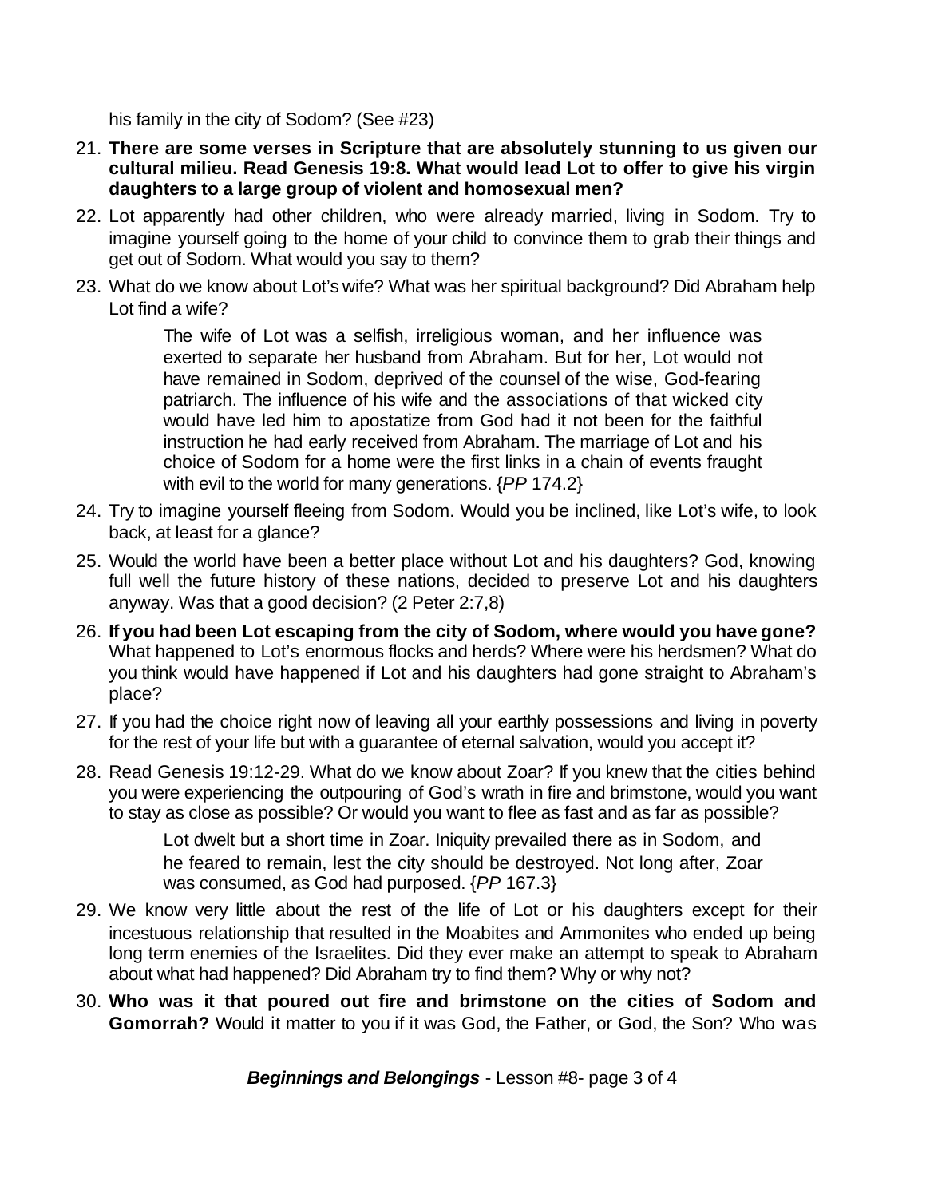his family in the city of Sodom? (See #23)

21. **There are some verses in Scripture that are absolutely stunning to us given our cultural milieu. Read Genesis 19:8. What would lead Lot to offer to give his virgin daughters to a large group of violent and homosexual men?**

22. Lot apparently had other children, who were already married, living in Sodom. Try to imagine yourself going to the home of your child to convince them to grab their things and get out of Sodom. What would you say to them?

23. What do we know about Lot's wife? What was her spiritual background? Did Abraham help Lot find a wife?

    > The wife of Lot was a selfish, irreligious woman, and her influence was exerted to separate her husband from Abraham. But for her, Lot would not have remained in Sodom, deprived of the counsel of the wise, God-fearing patriarch. The influence of his wife and the associations of that wicked city would have led him to apostatize from God had it not been for the faithful instruction he had early received from Abraham. The marriage of Lot and his choice of Sodom for a home were the first links in a chain of events fraught with evil to the world for many generations. {*PP* 174.2}

24. Try to imagine yourself fleeing from Sodom. Would you be inclined, like Lot's wife, to look back, at least for a glance?

25. Would the world have been a better place without Lot and his daughters? God, knowing full well the future history of these nations, decided to preserve Lot and his daughters anyway. Was that a good decision? (2 Peter 2:7,8)

26. **If you had been Lot escaping from the city of Sodom, where would you have gone?** What happened to Lot's enormous flocks and herds? Where were his herdsmen? What do you think would have happened if Lot and his daughters had gone straight to Abraham's place?

27. If you had the choice right now of leaving all your earthly possessions and living in poverty for the rest of your life but with a guarantee of eternal salvation, would you accept it?

28. Read Genesis 19:12-29. What do we know about Zoar? If you knew that the cities behind you were experiencing the outpouring of God's wrath in fire and brimstone, would you want to stay as close as possible? Or would you want to flee as fast and as far as possible?

    > Lot dwelt but a short time in Zoar. Iniquity prevailed there as in Sodom, and he feared to remain, lest the city should be destroyed. Not long after, Zoar was consumed, as God had purposed. {*PP* 167.3}

29. We know very little about the rest of the life of Lot or his daughters except for their incestuous relationship that resulted in the Moabites and Ammonites who ended up being long term enemies of the Israelites. Did they ever make an attempt to speak to Abraham about what had happened? Did Abraham try to find them? Why or why not?

30. **Who was it that poured out fire and brimstone on the cities of Sodom and Gomorrah?** Would it matter to you if it was God, the Father, or God, the Son? Who was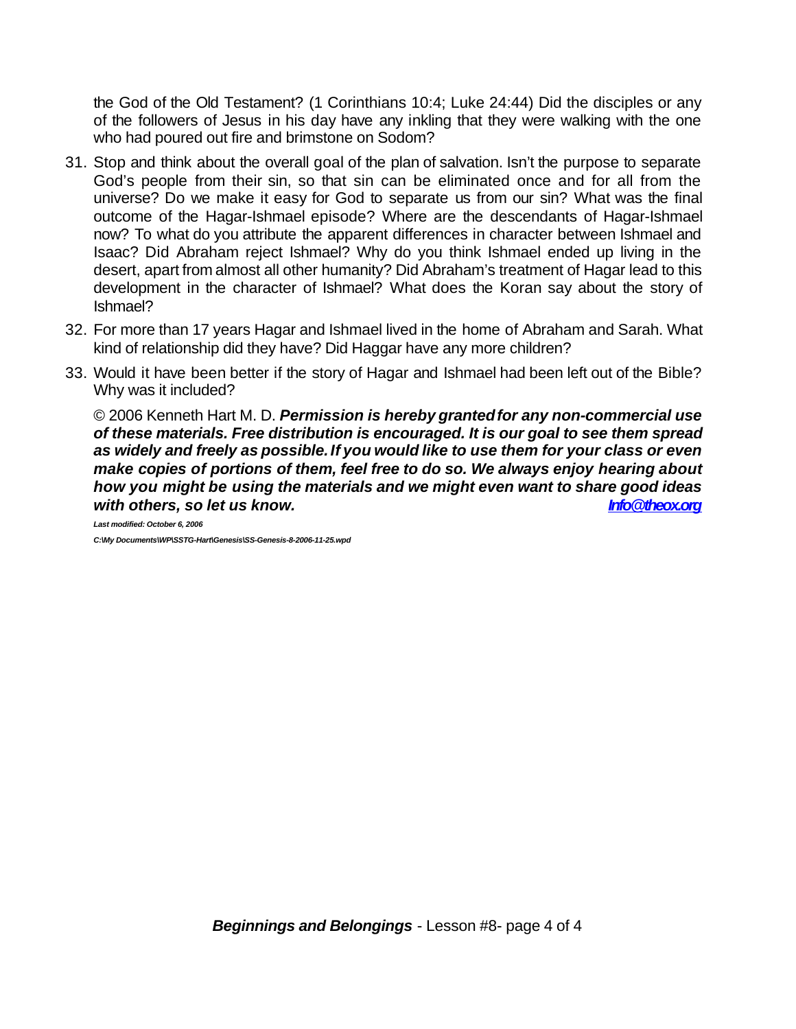the God of the Old Testament? (1 Corinthians 10:4; Luke 24:44) Did the disciples or any of the followers of Jesus in his day have any inkling that they were walking with the one who had poured out fire and brimstone on Sodom?

31. Stop and think about the overall goal of the plan of salvation. Isn't the purpose to separate God's people from their sin, so that sin can be eliminated once and for all from the universe? Do we make it easy for God to separate us from our sin? What was the final outcome of the Hagar-Ishmael episode? Where are the descendants of Hagar-Ishmael now? To what do you attribute the apparent differences in character between Ishmael and Isaac? Did Abraham reject Ishmael? Why do you think Ishmael ended up living in the desert, apart from almost all other humanity? Did Abraham's treatment of Hagar lead to this development in the character of Ishmael? What does the Koran say about the story of Ishmael?

32. For more than 17 years Hagar and Ishmael lived in the home of Abraham and Sarah. What kind of relationship did they have? Did Haggar have any more children?

33. Would it have been better if the story of Hagar and Ishmael had been left out of the Bible? Why was it included?

© 2006 Kenneth Hart M. D. ***Permission is hereby granted for any non-commercial use of these materials. Free distribution is encouraged. It is our goal to see them spread as widely and freely as possible. If you would like to use them for your class or even make copies of portions of them, feel free to do so. We always enjoy hearing about how you might be using the materials and we might even want to share good ideas with others, so let us know.*** ***Info@theox.org***

***Last modified: October 6, 2006***

***C:\My Documents\WP\SSTG-Hart\Genesis\SS-Genesis-8-2006-11-25.wpd***